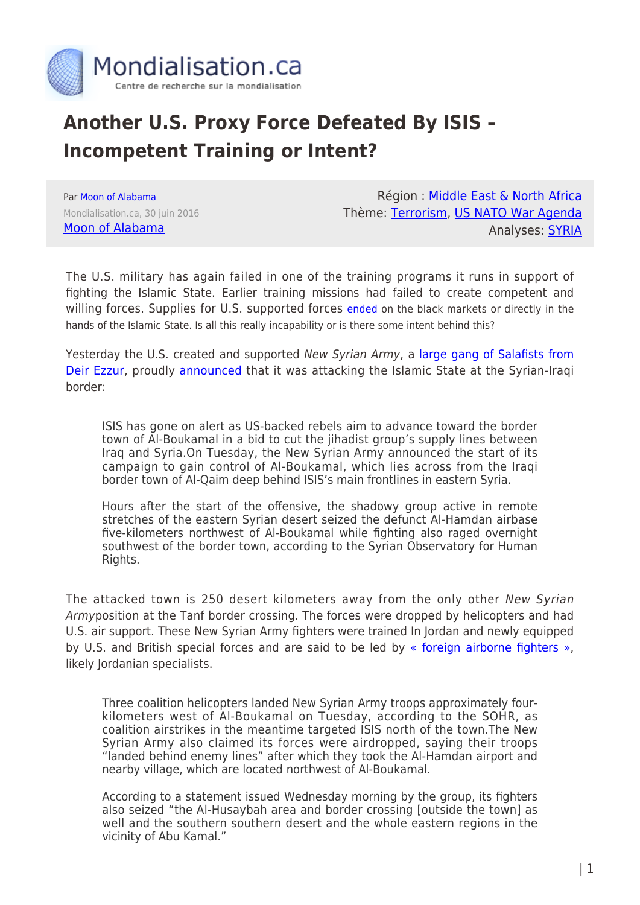# Another U.S. Proxy Force Defeated By ISIS – Incompetent Training or Intent?

Par Moon of Alabama
Mondialisation.ca, 30 juin 2016
Moon of Alabama

Région : Middle East & North Africa
Thème: Terrorism, US NATO War Agenda
Analyses: SYRIA

The U.S. military has again failed in one of the training programs it runs in support of fighting the Islamic State. Earlier training missions had failed to create competent and willing forces. Supplies for U.S. supported forces ended on the black markets or directly in the hands of the Islamic State. Is all this really incapability or is there some intent behind this?

Yesterday the U.S. created and supported *New Syrian Army*, a large gang of Salafists from Deir Ezzur, proudly announced that it was attacking the Islamic State at the Syrian-Iraqi border:

> ISIS has gone on alert as US-backed rebels aim to advance toward the border town of Al-Boukamal in a bid to cut the jihadist group's supply lines between Iraq and Syria.On Tuesday, the New Syrian Army announced the start of its campaign to gain control of Al-Boukamal, which lies across from the Iraqi border town of Al-Qaim deep behind ISIS's main frontlines in eastern Syria.
>
> Hours after the start of the offensive, the shadowy group active in remote stretches of the eastern Syrian desert seized the defunct Al-Hamdan airbase five-kilometers northwest of Al-Boukamal while fighting also raged overnight southwest of the border town, according to the Syrian Observatory for Human Rights.

The attacked town is 250 desert kilometers away from the only other *New Syrian Army*position at the Tanf border crossing. The forces were dropped by helicopters and had U.S. air support. These New Syrian Army fighters were trained In Jordan and newly equipped by U.S. and British special forces and are said to be led by « foreign airborne fighters », likely Jordanian specialists.

> Three coalition helicopters landed New Syrian Army troops approximately four-kilometers west of Al-Boukamal on Tuesday, according to the SOHR, as coalition airstrikes in the meantime targeted ISIS north of the town.The New Syrian Army also claimed its forces were airdropped, saying their troops "landed behind enemy lines" after which they took the Al-Hamdan airport and nearby village, which are located northwest of Al-Boukamal.
>
> According to a statement issued Wednesday morning by the group, its fighters also seized "the Al-Husaybah area and border crossing [outside the town] as well and the southern southern desert and the whole eastern regions in the vicinity of Abu Kamal."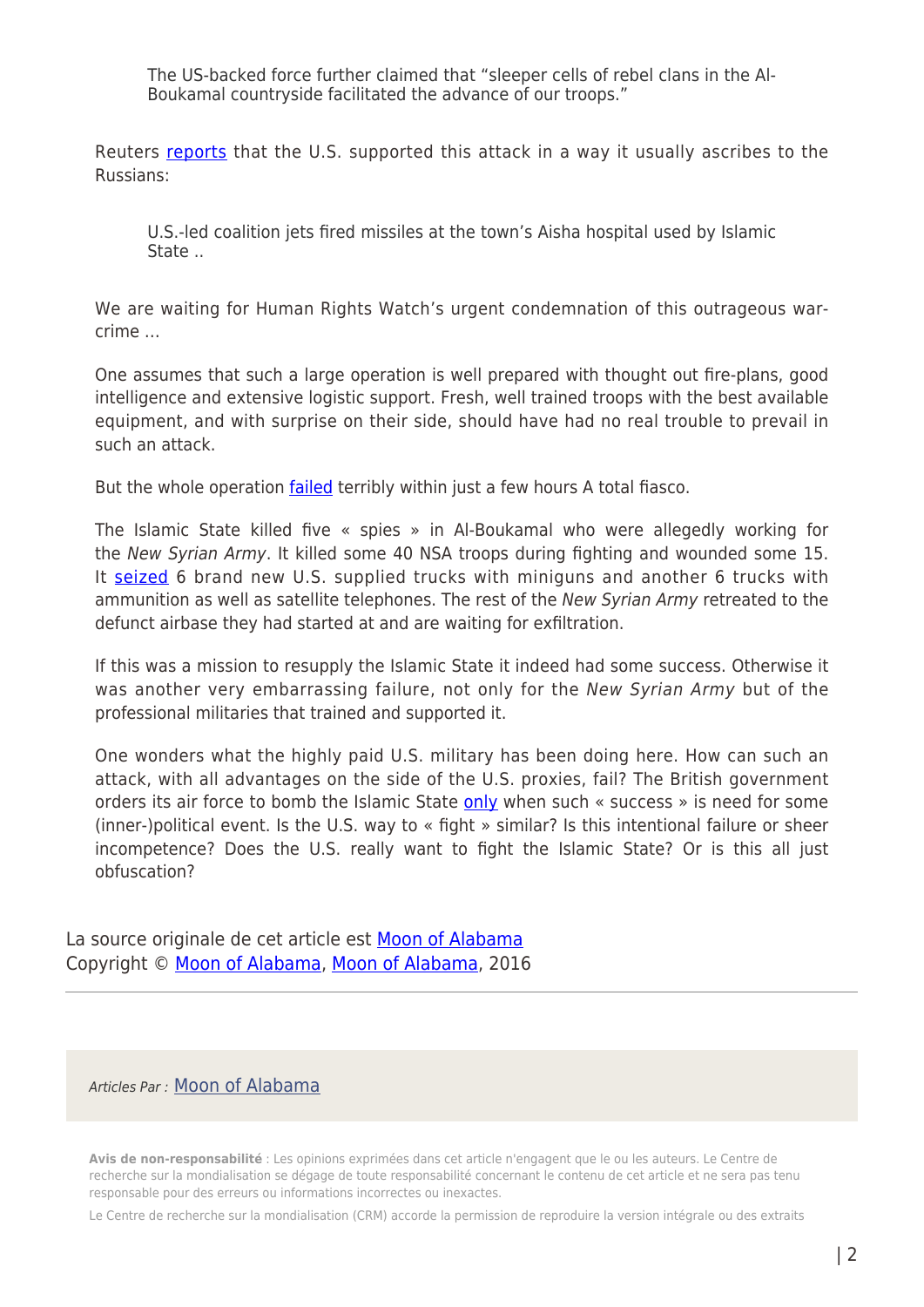> The US-backed force further claimed that "sleeper cells of rebel clans in the Al-Boukamal countryside facilitated the advance of our troops."

Reuters reports that the U.S. supported this attack in a way it usually ascribes to the Russians:

> U.S.-led coalition jets fired missiles at the town's Aisha hospital used by Islamic State ..

We are waiting for Human Rights Watch's urgent condemnation of this outrageous war-crime …

One assumes that such a large operation is well prepared with thought out fire-plans, good intelligence and extensive logistic support. Fresh, well trained troops with the best available equipment, and with surprise on their side, should have had no real trouble to prevail in such an attack.

But the whole operation failed terribly within just a few hours A total fiasco.

The Islamic State killed five « spies » in Al-Boukamal who were allegedly working for the *New Syrian Army*. It killed some 40 NSA troops during fighting and wounded some 15. It seized 6 brand new U.S. supplied trucks with miniguns and another 6 trucks with ammunition as well as satellite telephones. The rest of the *New Syrian Army* retreated to the defunct airbase they had started at and are waiting for exfiltration.

If this was a mission to resupply the Islamic State it indeed had some success. Otherwise it was another very embarrassing failure, not only for the *New Syrian Army* but of the professional militaries that trained and supported it.

One wonders what the highly paid U.S. military has been doing here. How can such an attack, with all advantages on the side of the U.S. proxies, fail? The British government orders its air force to bomb the Islamic State only when such « success » is need for some (inner-)political event. Is the U.S. way to « fight » similar? Is this intentional failure or sheer incompetence? Does the U.S. really want to fight the Islamic State? Or is this all just obfuscation?

La source originale de cet article est Moon of Alabama
Copyright © Moon of Alabama, Moon of Alabama, 2016

---

*Articles Par :* Moon of Alabama

**Avis de non-responsabilité** : Les opinions exprimées dans cet article n'engagent que le ou les auteurs. Le Centre de recherche sur la mondialisation se dégage de toute responsabilité concernant le contenu de cet article et ne sera pas tenu responsable pour des erreurs ou informations incorrectes ou inexactes.

Le Centre de recherche sur la mondialisation (CRM) accorde la permission de reproduire la version intégrale ou des extraits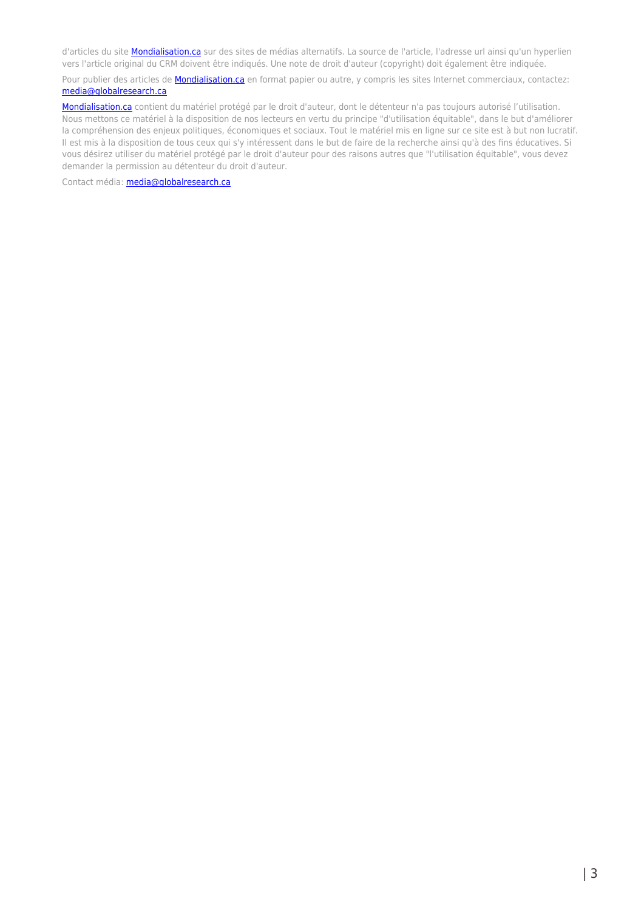d'articles du site Mondialisation.ca sur des sites de médias alternatifs. La source de l'article, l'adresse url ainsi qu'un hyperlien vers l'article original du CRM doivent être indiqués. Une note de droit d'auteur (copyright) doit également être indiquée.

Pour publier des articles de Mondialisation.ca en format papier ou autre, y compris les sites Internet commerciaux, contactez: media@globalresearch.ca

Mondialisation.ca contient du matériel protégé par le droit d'auteur, dont le détenteur n'a pas toujours autorisé l'utilisation. Nous mettons ce matériel à la disposition de nos lecteurs en vertu du principe "d'utilisation équitable", dans le but d'améliorer la compréhension des enjeux politiques, économiques et sociaux. Tout le matériel mis en ligne sur ce site est à but non lucratif. Il est mis à la disposition de tous ceux qui s'y intéressent dans le but de faire de la recherche ainsi qu'à des fins éducatives. Si vous désirez utiliser du matériel protégé par le droit d'auteur pour des raisons autres que "l'utilisation équitable", vous devez demander la permission au détenteur du droit d'auteur.

Contact média: media@globalresearch.ca